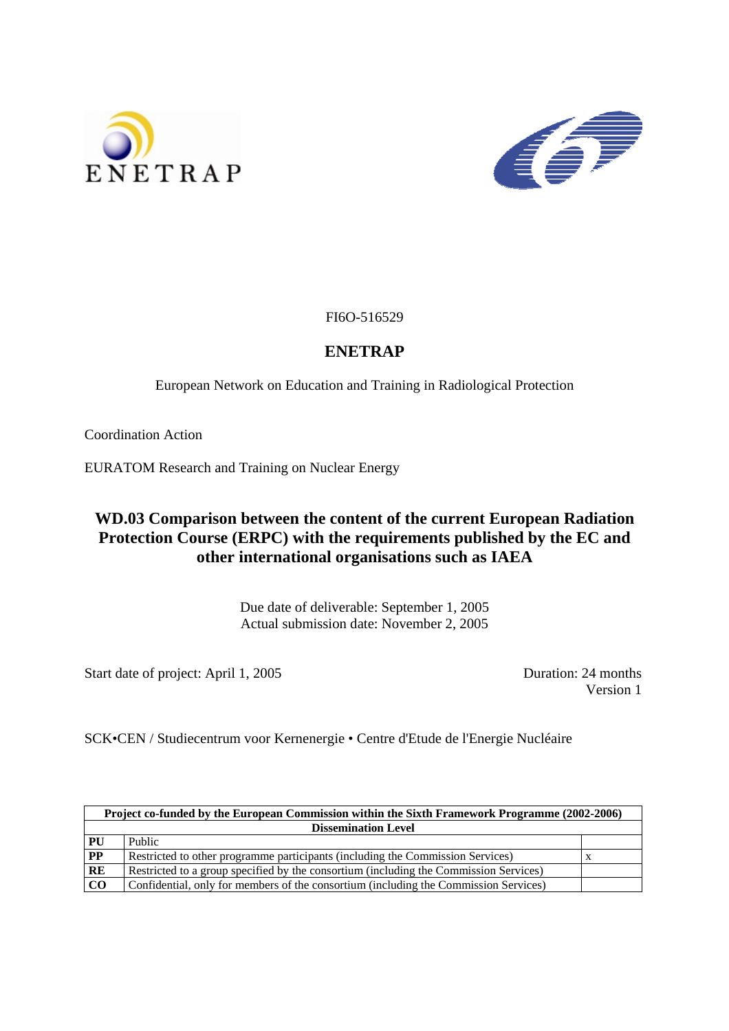FI6O-516529

# ENETRAP

European Network on Education and Training in Radiological Protection

Coordination Action

EURATOM Research and Training on Nuclear Energy

## WD.03 Comparison between the content of the current European Radiation Protection Course (ERPC) with the requirements published by the EC and other international organisations such as IAEA

Due date of deliverable: September 1, 2005
Actual submission date: November 2, 2005

Start date of project: April 1, 2005

Duration: 24 months
Version 1

SCK•CEN / Studiecentrum voor Kernenergie • Centre d'Etude de l'Energie Nucléaire

| **Project co-funded by the European Commission within the Sixth Framework Programme (2002-2006)** | | |
|---|---|---|
| **Dissemination Level** | | |
| **PU** | Public | |
| **PP** | Restricted to other programme participants (including the Commission Services) | x |
| **RE** | Restricted to a group specified by the consortium (including the Commission Services) | |
| **CO** | Confidential, only for members of the consortium (including the Commission Services) | |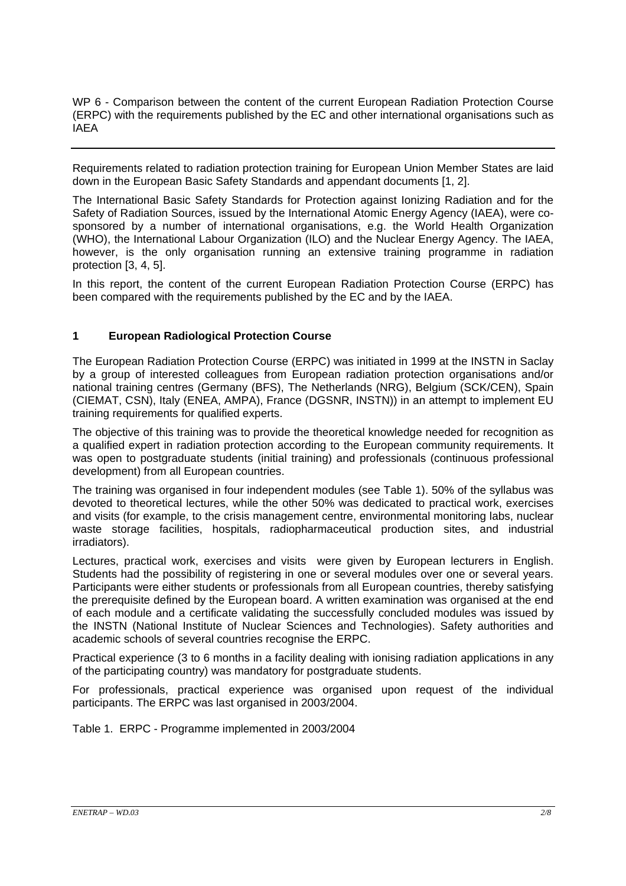WP 6 - Comparison between the content of the current European Radiation Protection Course (ERPC) with the requirements published by the EC and other international organisations such as IAEA

---

Requirements related to radiation protection training for European Union Member States are laid down in the European Basic Safety Standards and appendant documents [1, 2].

The International Basic Safety Standards for Protection against Ionizing Radiation and for the Safety of Radiation Sources, issued by the International Atomic Energy Agency (IAEA), were co-sponsored by a number of international organisations, e.g. the World Health Organization (WHO), the International Labour Organization (ILO) and the Nuclear Energy Agency. The IAEA, however, is the only organisation running an extensive training programme in radiation protection [3, 4, 5].

In this report, the content of the current European Radiation Protection Course (ERPC) has been compared with the requirements published by the EC and by the IAEA.

## 1 European Radiological Protection Course

The European Radiation Protection Course (ERPC) was initiated in 1999 at the INSTN in Saclay by a group of interested colleagues from European radiation protection organisations and/or national training centres (Germany (BFS), The Netherlands (NRG), Belgium (SCK/CEN), Spain (CIEMAT, CSN), Italy (ENEA, AMPA), France (DGSNR, INSTN)) in an attempt to implement EU training requirements for qualified experts.

The objective of this training was to provide the theoretical knowledge needed for recognition as a qualified expert in radiation protection according to the European community requirements. It was open to postgraduate students (initial training) and professionals (continuous professional development) from all European countries.

The training was organised in four independent modules (see Table 1). 50% of the syllabus was devoted to theoretical lectures, while the other 50% was dedicated to practical work, exercises and visits (for example, to the crisis management centre, environmental monitoring labs, nuclear waste storage facilities, hospitals, radiopharmaceutical production sites, and industrial irradiators).

Lectures, practical work, exercises and visits were given by European lecturers in English. Students had the possibility of registering in one or several modules over one or several years. Participants were either students or professionals from all European countries, thereby satisfying the prerequisite defined by the European board. A written examination was organised at the end of each module and a certificate validating the successfully concluded modules was issued by the INSTN (National Institute of Nuclear Sciences and Technologies). Safety authorities and academic schools of several countries recognise the ERPC.

Practical experience (3 to 6 months in a facility dealing with ionising radiation applications in any of the participating country) was mandatory for postgraduate students.

For professionals, practical experience was organised upon request of the individual participants. The ERPC was last organised in 2003/2004.

Table 1. ERPC - Programme implemented in 2003/2004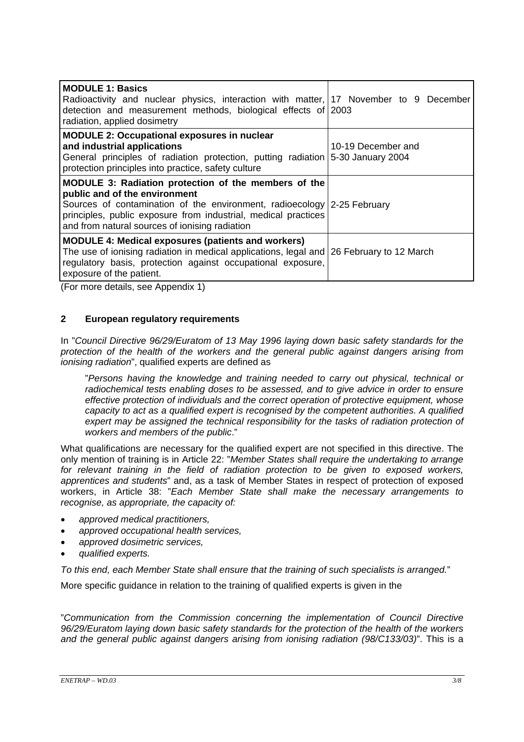| **MODULE 1: Basics** Radioactivity and nuclear physics, interaction with matter, detection and measurement methods, biological effects of radiation, applied dosimetry | 17 November to 9 December 2003 |
|---|---|
| **MODULE 2: Occupational exposures in nuclear and industrial applications** General principles of radiation protection, putting radiation protection principles into practice, safety culture | 10-19 December and 5-30 January 2004 |
| **MODULE 3: Radiation protection of the members of the public and of the environment** Sources of contamination of the environment, radioecology principles, public exposure from industrial, medical practices and from natural sources of ionising radiation | 2-25 February |
| **MODULE 4: Medical exposures (patients and workers)** The use of ionising radiation in medical applications, legal and regulatory basis, protection against occupational exposure, exposure of the patient. | 26 February to 12 March |

(For more details, see Appendix 1)

## 2 European regulatory requirements

In "*Council Directive 96/29/Euratom of 13 May 1996 laying down basic safety standards for the protection of the health of the workers and the general public against dangers arising from ionising radiation*", qualified experts are defined as

> "*Persons having the knowledge and training needed to carry out physical, technical or radiochemical tests enabling doses to be assessed, and to give advice in order to ensure effective protection of individuals and the correct operation of protective equipment, whose capacity to act as a qualified expert is recognised by the competent authorities. A qualified expert may be assigned the technical responsibility for the tasks of radiation protection of workers and members of the public*."

What qualifications are necessary for the qualified expert are not specified in this directive. The only mention of training is in Article 22: "*Member States shall require the undertaking to arrange for relevant training in the field of radiation protection to be given to exposed workers, apprentices and students*" and, as a task of Member States in respect of protection of exposed workers, in Article 38: "*Each Member State shall make the necessary arrangements to recognise, as appropriate, the capacity of:*

- *approved medical practitioners,*
- *approved occupational health services,*
- *approved dosimetric services,*
- *qualified experts.*

*To this end, each Member State shall ensure that the training of such specialists is arranged.*"

More specific guidance in relation to the training of qualified experts is given in the

"*Communication from the Commission concerning the implementation of Council Directive 96/29/Euratom laying down basic safety standards for the protection of the health of the workers and the general public against dangers arising from ionising radiation (98/C133/03)*". This is a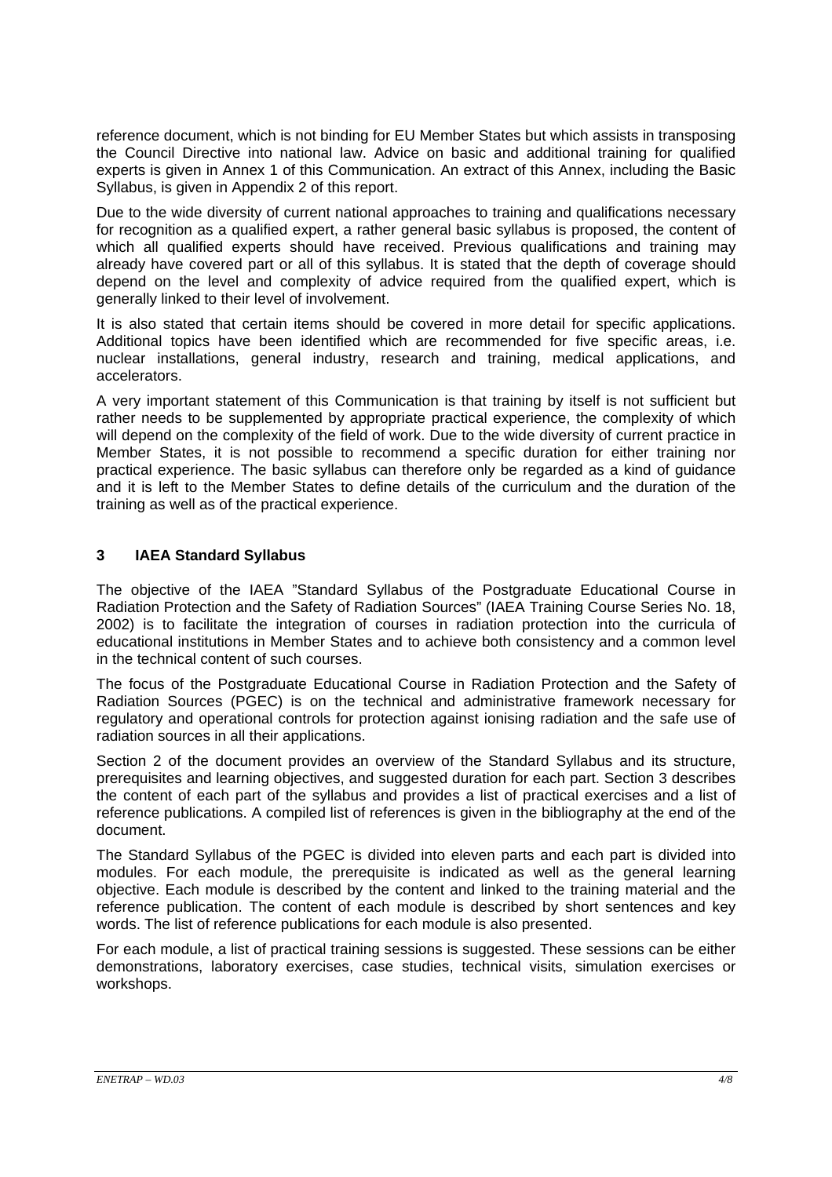reference document, which is not binding for EU Member States but which assists in transposing the Council Directive into national law. Advice on basic and additional training for qualified experts is given in Annex 1 of this Communication. An extract of this Annex, including the Basic Syllabus, is given in Appendix 2 of this report.

Due to the wide diversity of current national approaches to training and qualifications necessary for recognition as a qualified expert, a rather general basic syllabus is proposed, the content of which all qualified experts should have received. Previous qualifications and training may already have covered part or all of this syllabus. It is stated that the depth of coverage should depend on the level and complexity of advice required from the qualified expert, which is generally linked to their level of involvement.

It is also stated that certain items should be covered in more detail for specific applications. Additional topics have been identified which are recommended for five specific areas, i.e. nuclear installations, general industry, research and training, medical applications, and accelerators.

A very important statement of this Communication is that training by itself is not sufficient but rather needs to be supplemented by appropriate practical experience, the complexity of which will depend on the complexity of the field of work. Due to the wide diversity of current practice in Member States, it is not possible to recommend a specific duration for either training nor practical experience. The basic syllabus can therefore only be regarded as a kind of guidance and it is left to the Member States to define details of the curriculum and the duration of the training as well as of the practical experience.

## 3 IAEA Standard Syllabus

The objective of the IAEA "Standard Syllabus of the Postgraduate Educational Course in Radiation Protection and the Safety of Radiation Sources" (IAEA Training Course Series No. 18, 2002) is to facilitate the integration of courses in radiation protection into the curricula of educational institutions in Member States and to achieve both consistency and a common level in the technical content of such courses.

The focus of the Postgraduate Educational Course in Radiation Protection and the Safety of Radiation Sources (PGEC) is on the technical and administrative framework necessary for regulatory and operational controls for protection against ionising radiation and the safe use of radiation sources in all their applications.

Section 2 of the document provides an overview of the Standard Syllabus and its structure, prerequisites and learning objectives, and suggested duration for each part. Section 3 describes the content of each part of the syllabus and provides a list of practical exercises and a list of reference publications. A compiled list of references is given in the bibliography at the end of the document.

The Standard Syllabus of the PGEC is divided into eleven parts and each part is divided into modules. For each module, the prerequisite is indicated as well as the general learning objective. Each module is described by the content and linked to the training material and the reference publication. The content of each module is described by short sentences and key words. The list of reference publications for each module is also presented.

For each module, a list of practical training sessions is suggested. These sessions can be either demonstrations, laboratory exercises, case studies, technical visits, simulation exercises or workshops.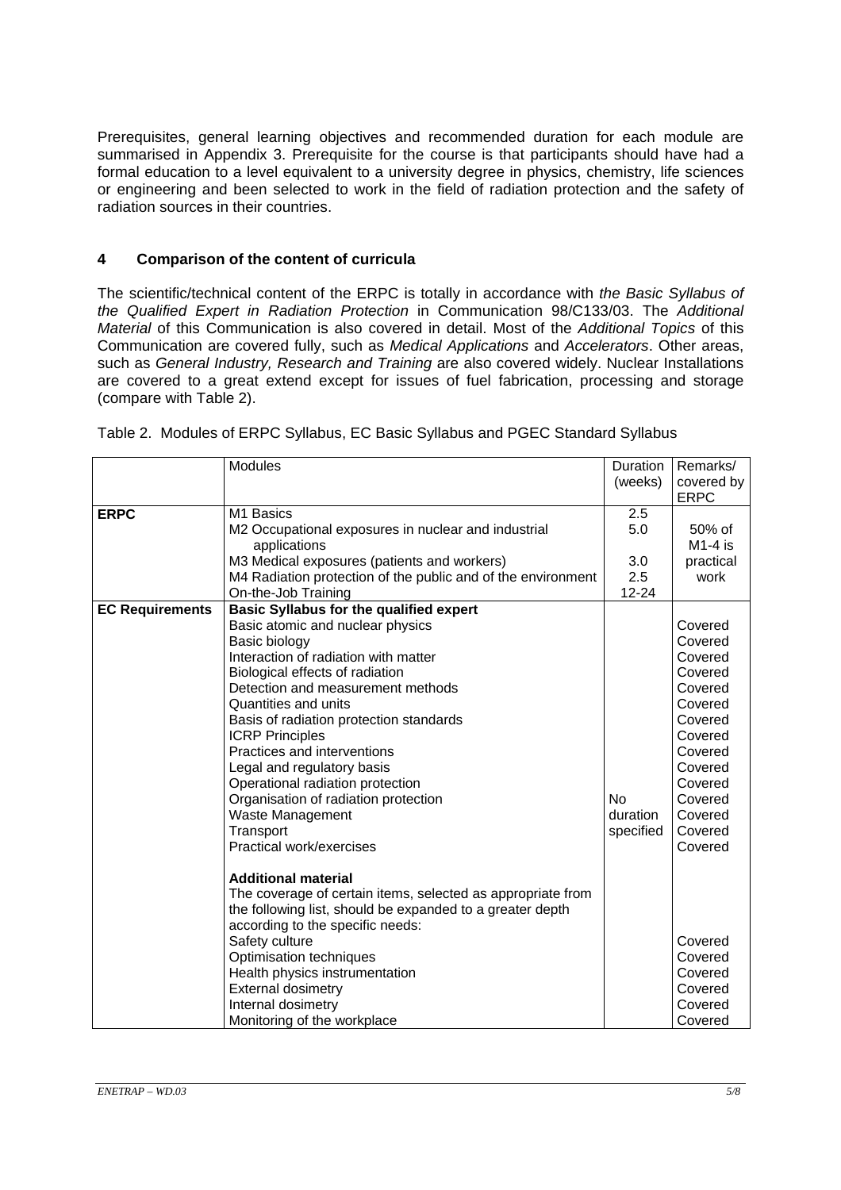Prerequisites, general learning objectives and recommended duration for each module are summarised in Appendix 3. Prerequisite for the course is that participants should have had a formal education to a level equivalent to a university degree in physics, chemistry, life sciences or engineering and been selected to work in the field of radiation protection and the safety of radiation sources in their countries.

## 4 Comparison of the content of curricula

The scientific/technical content of the ERPC is totally in accordance with *the Basic Syllabus of the Qualified Expert in Radiation Protection* in Communication 98/C133/03. The *Additional Material* of this Communication is also covered in detail. Most of the *Additional Topics* of this Communication are covered fully, such as *Medical Applications* and *Accelerators*. Other areas, such as *General Industry, Research and Training* are also covered widely. Nuclear Installations are covered to a great extend except for issues of fuel fabrication, processing and storage (compare with Table 2).

Table 2. Modules of ERPC Syllabus, EC Basic Syllabus and PGEC Standard Syllabus

| | Modules | Duration (weeks) | Remarks/ covered by ERPC |
|---|---|---|---|
| **ERPC** | M1 Basics | 2.5 | |
| | M2 Occupational exposures in nuclear and industrial applications | 5.0 | 50% of M1-4 is practical work |
| | M3 Medical exposures (patients and workers) | 3.0 | |
| | M4 Radiation protection of the public and of the environment | 2.5 | |
| | On-the-Job Training | 12-24 | |
| **EC Requirements** | **Basic Syllabus for the qualified expert** | No duration specified | |
| | Basic atomic and nuclear physics | | Covered |
| | Basic biology | | Covered |
| | Interaction of radiation with matter | | Covered |
| | Biological effects of radiation | | Covered |
| | Detection and measurement methods | | Covered |
| | Quantities and units | | Covered |
| | Basis of radiation protection standards | | Covered |
| | ICRP Principles | | Covered |
| | Practices and interventions | | Covered |
| | Legal and regulatory basis | | Covered |
| | Operational radiation protection | | Covered |
| | Organisation of radiation protection | | Covered |
| | Waste Management | | Covered |
| | Transport | | Covered |
| | Practical work/exercises | | Covered |
| | **Additional material** | | |
| | The coverage of certain items, selected as appropriate from the following list, should be expanded to a greater depth according to the specific needs: | | |
| | Safety culture | | Covered |
| | Optimisation techniques | | Covered |
| | Health physics instrumentation | | Covered |
| | External dosimetry | | Covered |
| | Internal dosimetry | | Covered |
| | Monitoring of the workplace | | Covered |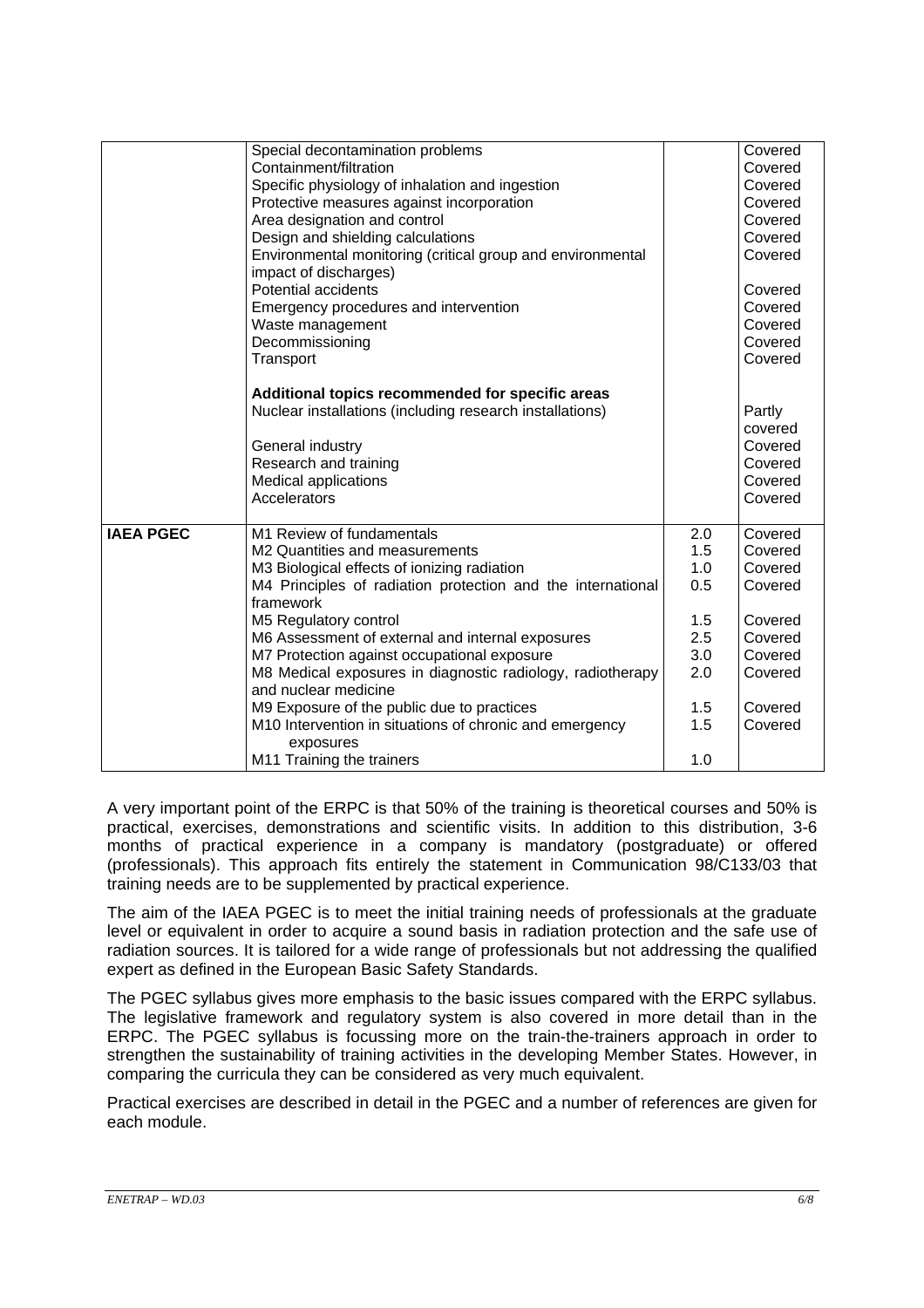| | | | |
|---|---|---|---|
| | Special decontamination problems | | Covered |
| | Containment/filtration | | Covered |
| | Specific physiology of inhalation and ingestion | | Covered |
| | Protective measures against incorporation | | Covered |
| | Area designation and control | | Covered |
| | Design and shielding calculations | | Covered |
| | Environmental monitoring (critical group and environmental impact of discharges) | | Covered |
| | Potential accidents | | Covered |
| | Emergency procedures and intervention | | Covered |
| | Waste management | | Covered |
| | Decommissioning | | Covered |
| | Transport | | Covered |
| | **Additional topics recommended for specific areas** | | |
| | Nuclear installations (including research installations) | | Partly covered |
| | General industry | | Covered |
| | Research and training | | Covered |
| | Medical applications | | Covered |
| | Accelerators | | Covered |
| **IAEA PGEC** | M1 Review of fundamentals | 2.0 | Covered |
| | M2 Quantities and measurements | 1.5 | Covered |
| | M3 Biological effects of ionizing radiation | 1.0 | Covered |
| | M4 Principles of radiation protection and the international framework | 0.5 | Covered |
| | M5 Regulatory control | 1.5 | Covered |
| | M6 Assessment of external and internal exposures | 2.5 | Covered |
| | M7 Protection against occupational exposure | 3.0 | Covered |
| | M8 Medical exposures in diagnostic radiology, radiotherapy and nuclear medicine | 2.0 | Covered |
| | M9 Exposure of the public due to practices | 1.5 | Covered |
| | M10 Intervention in situations of chronic and emergency exposures | 1.5 | Covered |
| | M11 Training the trainers | 1.0 | |

A very important point of the ERPC is that 50% of the training is theoretical courses and 50% is practical, exercises, demonstrations and scientific visits. In addition to this distribution, 3-6 months of practical experience in a company is mandatory (postgraduate) or offered (professionals). This approach fits entirely the statement in Communication 98/C133/03 that training needs are to be supplemented by practical experience.

The aim of the IAEA PGEC is to meet the initial training needs of professionals at the graduate level or equivalent in order to acquire a sound basis in radiation protection and the safe use of radiation sources. It is tailored for a wide range of professionals but not addressing the qualified expert as defined in the European Basic Safety Standards.

The PGEC syllabus gives more emphasis to the basic issues compared with the ERPC syllabus. The legislative framework and regulatory system is also covered in more detail than in the ERPC. The PGEC syllabus is focussing more on the train-the-trainers approach in order to strengthen the sustainability of training activities in the developing Member States. However, in comparing the curricula they can be considered as very much equivalent.

Practical exercises are described in detail in the PGEC and a number of references are given for each module.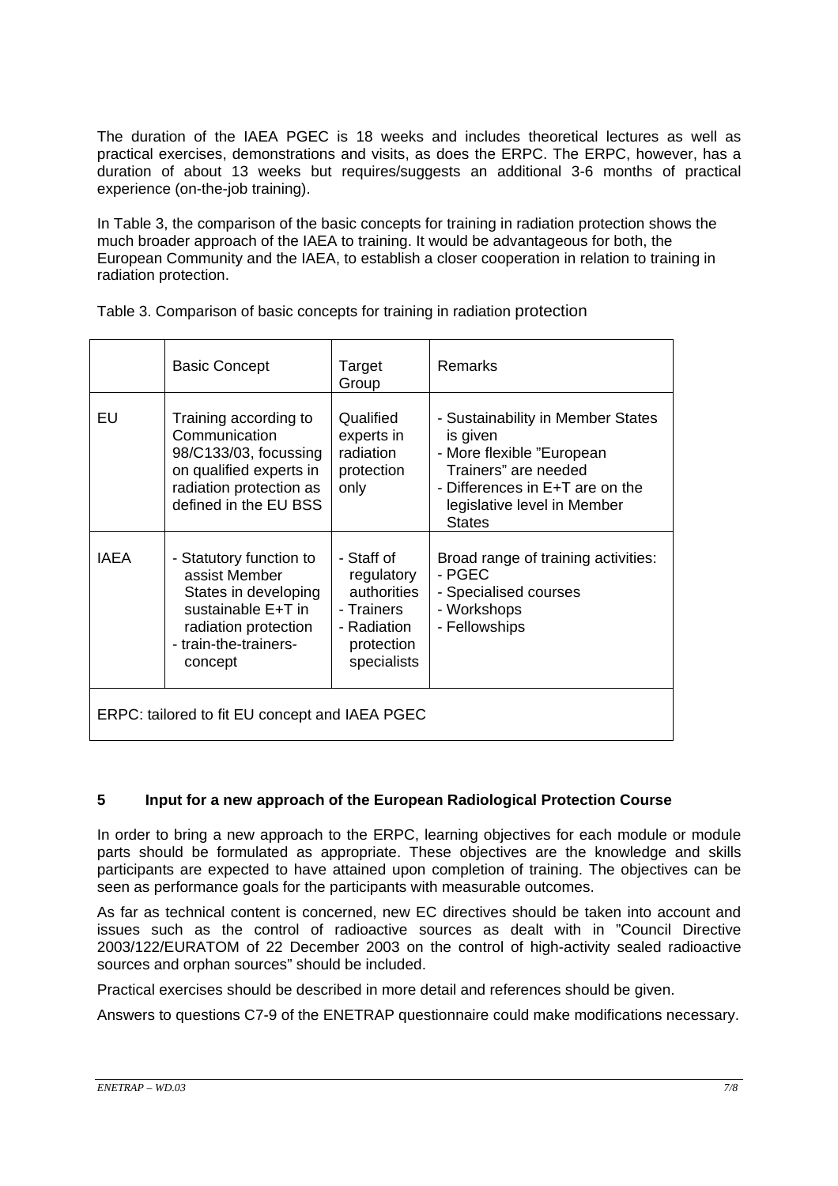The duration of the IAEA PGEC is 18 weeks and includes theoretical lectures as well as practical exercises, demonstrations and visits, as does the ERPC. The ERPC, however, has a duration of about 13 weeks but requires/suggests an additional 3-6 months of practical experience (on-the-job training).

In Table 3, the comparison of the basic concepts for training in radiation protection shows the much broader approach of the IAEA to training. It would be advantageous for both, the European Community and the IAEA, to establish a closer cooperation in relation to training in radiation protection.

Table 3. Comparison of basic concepts for training in radiation protection

| | Basic Concept | Target Group | Remarks |
|---|---|---|---|
| EU | Training according to Communication 98/C133/03, focussing on qualified experts in radiation protection as defined in the EU BSS | Qualified experts in radiation protection only | - Sustainability in Member States is given<br>- More flexible "European Trainers" are needed<br>- Differences in E+T are on the legislative level in Member States |
| IAEA | - Statutory function to assist Member States in developing sustainable E+T in radiation protection<br>- train-the-trainers-concept | - Staff of regulatory authorities<br>- Trainers<br>- Radiation protection specialists | Broad range of training activities:<br>- PGEC<br>- Specialised courses<br>- Workshops<br>- Fellowships |
| ERPC: tailored to fit EU concept and IAEA PGEC | | | |

## 5 Input for a new approach of the European Radiological Protection Course

In order to bring a new approach to the ERPC, learning objectives for each module or module parts should be formulated as appropriate. These objectives are the knowledge and skills participants are expected to have attained upon completion of training. The objectives can be seen as performance goals for the participants with measurable outcomes.

As far as technical content is concerned, new EC directives should be taken into account and issues such as the control of radioactive sources as dealt with in "Council Directive 2003/122/EURATOM of 22 December 2003 on the control of high-activity sealed radioactive sources and orphan sources" should be included.

Practical exercises should be described in more detail and references should be given.

Answers to questions C7-9 of the ENETRAP questionnaire could make modifications necessary.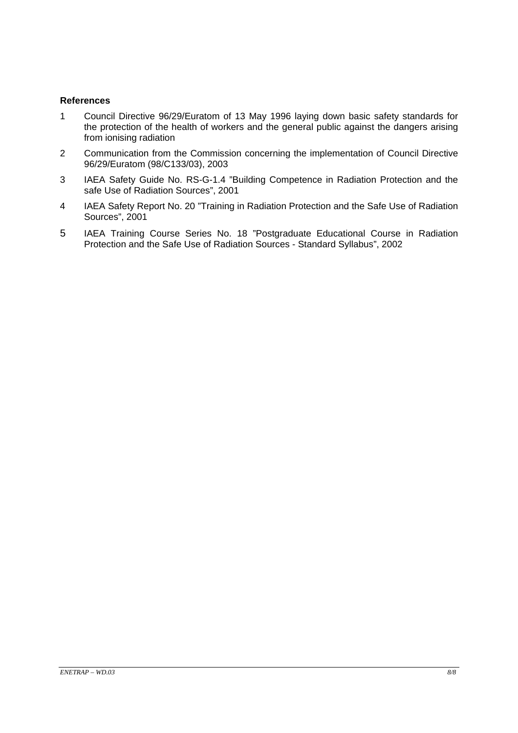**References**

1. Council Directive 96/29/Euratom of 13 May 1996 laying down basic safety standards for the protection of the health of workers and the general public against the dangers arising from ionising radiation
2. Communication from the Commission concerning the implementation of Council Directive 96/29/Euratom (98/C133/03), 2003
3. IAEA Safety Guide No. RS-G-1.4 ”Building Competence in Radiation Protection and the safe Use of Radiation Sources”, 2001
4. IAEA Safety Report No. 20 ”Training in Radiation Protection and the Safe Use of Radiation Sources”, 2001
5. IAEA Training Course Series No. 18 ”Postgraduate Educational Course in Radiation Protection and the Safe Use of Radiation Sources - Standard Syllabus”, 2002